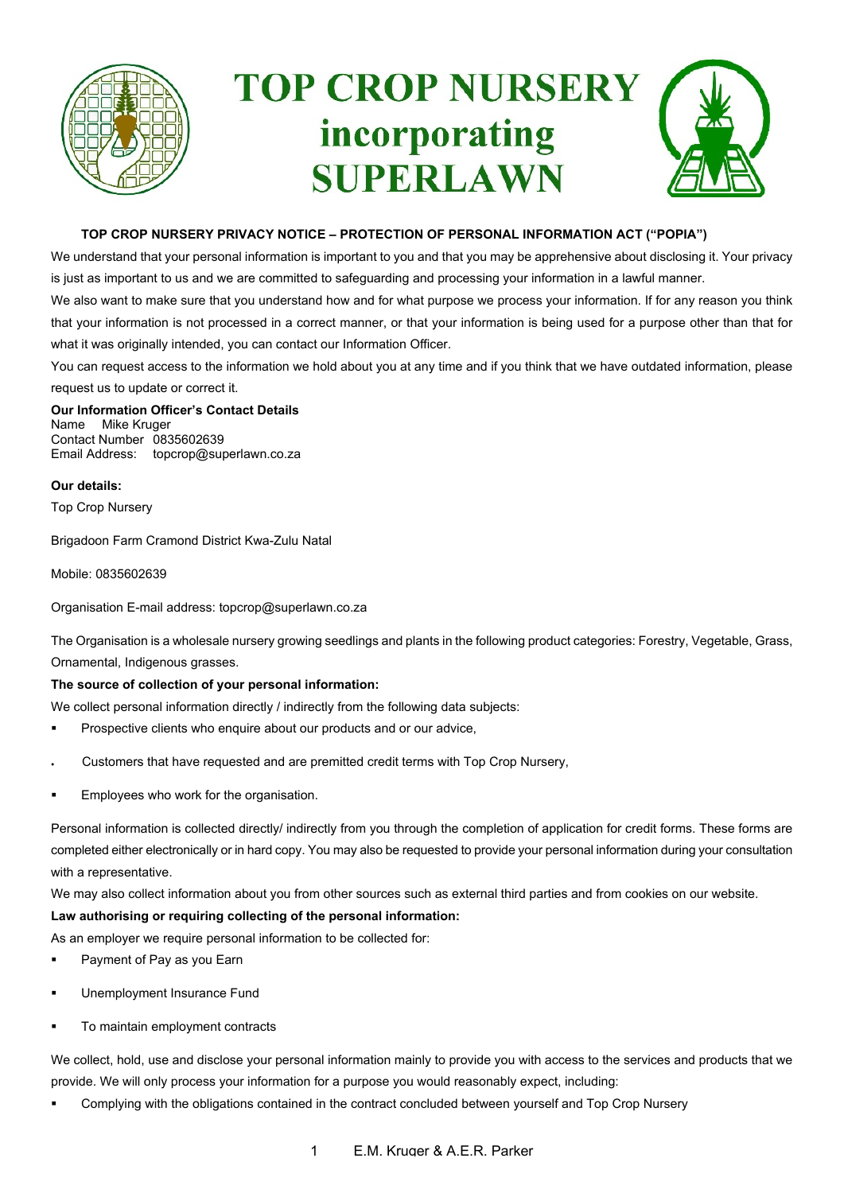# TOP CROP NURSERY incorporating SUPERLAWN

**TOP CROP NURSERY PRIVACY NOTICE – PROTECTION OF PERSONAL INFORMATION ACT ("POPIA")**

We understand that your personal information is important to you and that you may be apprehensive about disclosing it. Your privacy is just as important to us and we are committed to safeguarding and processing your information in a lawful manner.

We also want to make sure that you understand how and for what purpose we process your information. If for any reason you think that your information is not processed in a correct manner, or that your information is being used for a purpose other than that for what it was originally intended, you can contact our Information Officer.

You can request access to the information we hold about you at any time and if you think that we have outdated information, please request us to update or correct it.

**Our Information Officer's Contact Details**
Name Mike Kruger
Contact Number 0835602639
Email Address: topcrop@superlawn.co.za

**Our details:**

Top Crop Nursery

Brigadoon Farm Cramond District Kwa-Zulu Natal

Mobile: 0835602639

Organisation E-mail address: topcrop@superlawn.co.za

The Organisation is a wholesale nursery growing seedlings and plants in the following product categories: Forestry, Vegetable, Grass, Ornamental, Indigenous grasses.

**The source of collection of your personal information:**

We collect personal information directly / indirectly from the following data subjects:

- Prospective clients who enquire about our products and or our advice,
- Customers that have requested and are premitted credit terms with Top Crop Nursery,
- Employees who work for the organisation.

Personal information is collected directly/ indirectly from you through the completion of application for credit forms. These forms are completed either electronically or in hard copy. You may also be requested to provide your personal information during your consultation with a representative.

We may also collect information about you from other sources such as external third parties and from cookies on our website.

**Law authorising or requiring collecting of the personal information:**

As an employer we require personal information to be collected for:

- Payment of Pay as you Earn
- Unemployment Insurance Fund
- To maintain employment contracts

We collect, hold, use and disclose your personal information mainly to provide you with access to the services and products that we provide. We will only process your information for a purpose you would reasonably expect, including:

- Complying with the obligations contained in the contract concluded between yourself and Top Crop Nursery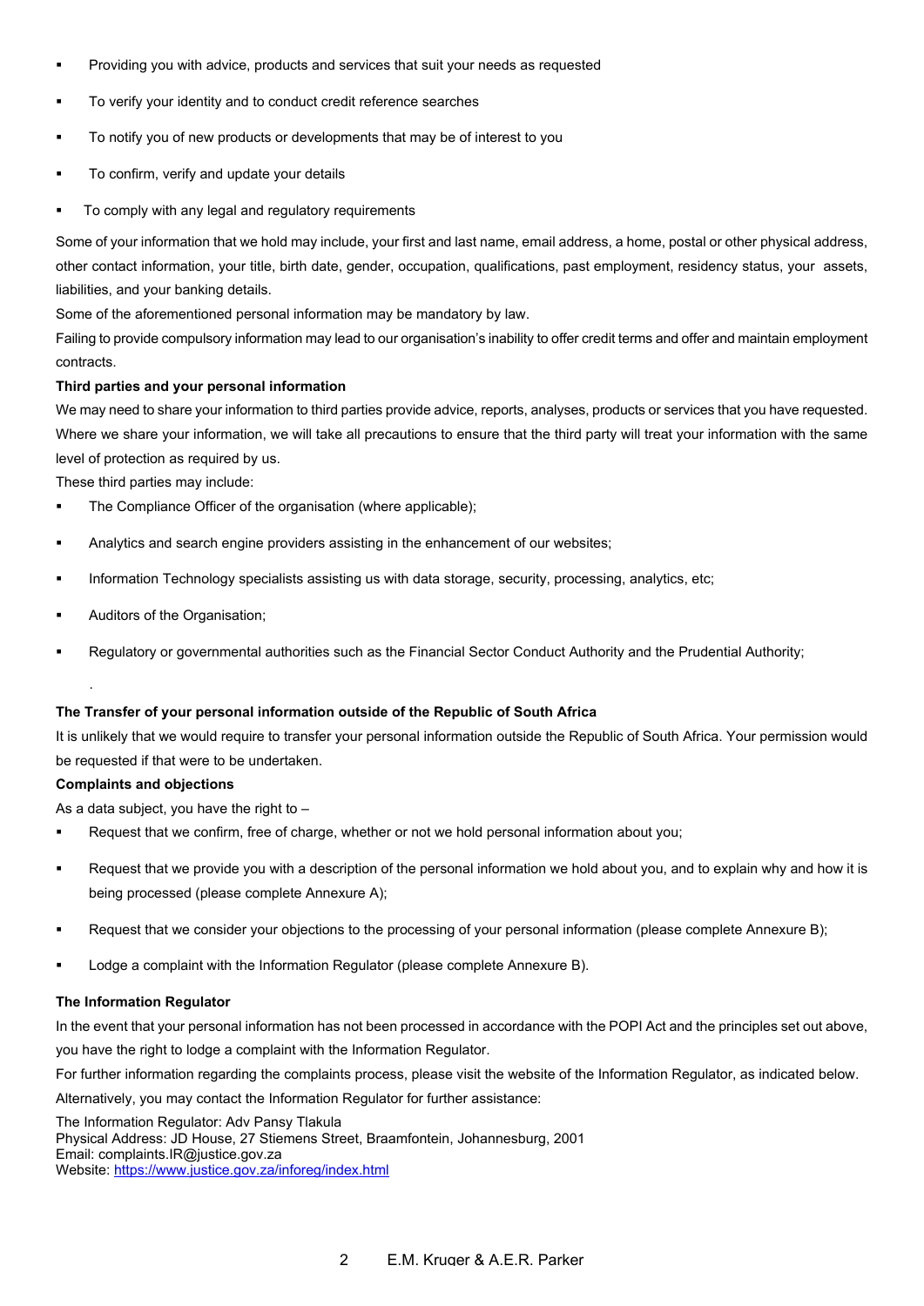- Providing you with advice, products and services that suit your needs as requested
- To verify your identity and to conduct credit reference searches
- To notify you of new products or developments that may be of interest to you
- To confirm, verify and update your details
- To comply with any legal and regulatory requirements

Some of your information that we hold may include, your first and last name, email address, a home, postal or other physical address, other contact information, your title, birth date, gender, occupation, qualifications, past employment, residency status, your assets, liabilities, and your banking details.

Some of the aforementioned personal information may be mandatory by law.

Failing to provide compulsory information may lead to our organisation's inability to offer credit terms and offer and maintain employment contracts.

**Third parties and your personal information**

We may need to share your information to third parties provide advice, reports, analyses, products or services that you have requested. Where we share your information, we will take all precautions to ensure that the third party will treat your information with the same level of protection as required by us.

These third parties may include:

- The Compliance Officer of the organisation (where applicable);
- Analytics and search engine providers assisting in the enhancement of our websites;
- Information Technology specialists assisting us with data storage, security, processing, analytics, etc;
- Auditors of the Organisation;
- Regulatory or governmental authorities such as the Financial Sector Conduct Authority and the Prudential Authority;

.

**The Transfer of your personal information outside of the Republic of South Africa**

It is unlikely that we would require to transfer your personal information outside the Republic of South Africa. Your permission would be requested if that were to be undertaken.

**Complaints and objections**

As a data subject, you have the right to –

- Request that we confirm, free of charge, whether or not we hold personal information about you;
- Request that we provide you with a description of the personal information we hold about you, and to explain why and how it is being processed (please complete Annexure A);
- Request that we consider your objections to the processing of your personal information (please complete Annexure B);
- Lodge a complaint with the Information Regulator (please complete Annexure B).

**The Information Regulator**

In the event that your personal information has not been processed in accordance with the POPI Act and the principles set out above, you have the right to lodge a complaint with the Information Regulator.

For further information regarding the complaints process, please visit the website of the Information Regulator, as indicated below.

Alternatively, you may contact the Information Regulator for further assistance:

The Information Regulator: Adv Pansy Tlakula
Physical Address: JD House, 27 Stiemens Street, Braamfontein, Johannesburg, 2001
Email: complaints.IR@justice.gov.za
Website: https://www.justice.gov.za/inforeg/index.html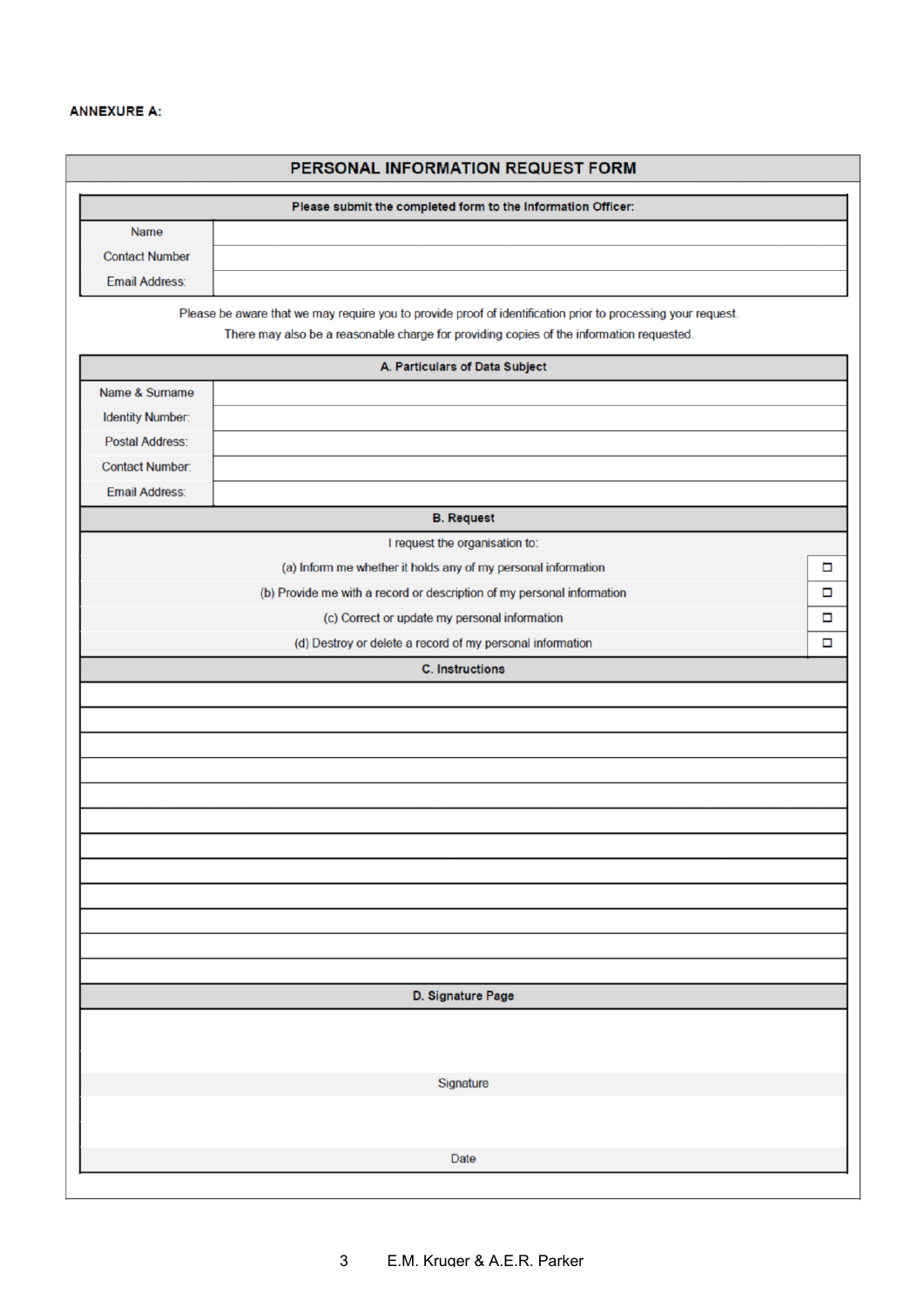**ANNEXURE A:**

# PERSONAL INFORMATION REQUEST FORM

| Please submit the completed form to the Information Officer: | |
|---|---|
| Name | |
| Contact Number | |
| Email Address: | |

Please be aware that we may require you to provide proof of identification prior to processing your request.
There may also be a reasonable charge for providing copies of the information requested.

| A. Particulars of Data Subject | |
|---|---|
| Name & Surname | |
| Identity Number: | |
| Postal Address: | |
| Contact Number: | |
| Email Address: | |

| B. Request | |
|---|---|
| I request the organisation to: | |
| (a) Inform me whether it holds any of my personal information | ☐ |
| (b) Provide me with a record or description of my personal information | ☐ |
| (c) Correct or update my personal information | ☐ |
| (d) Destroy or delete a record of my personal information | ☐ |

| C. Instructions |
|---|
| |
| |
| |
| |
| |
| |
| |
| |
| |
| |
| |
| |

| D. Signature Page |
|---|
| |
| Signature |
| |
| Date |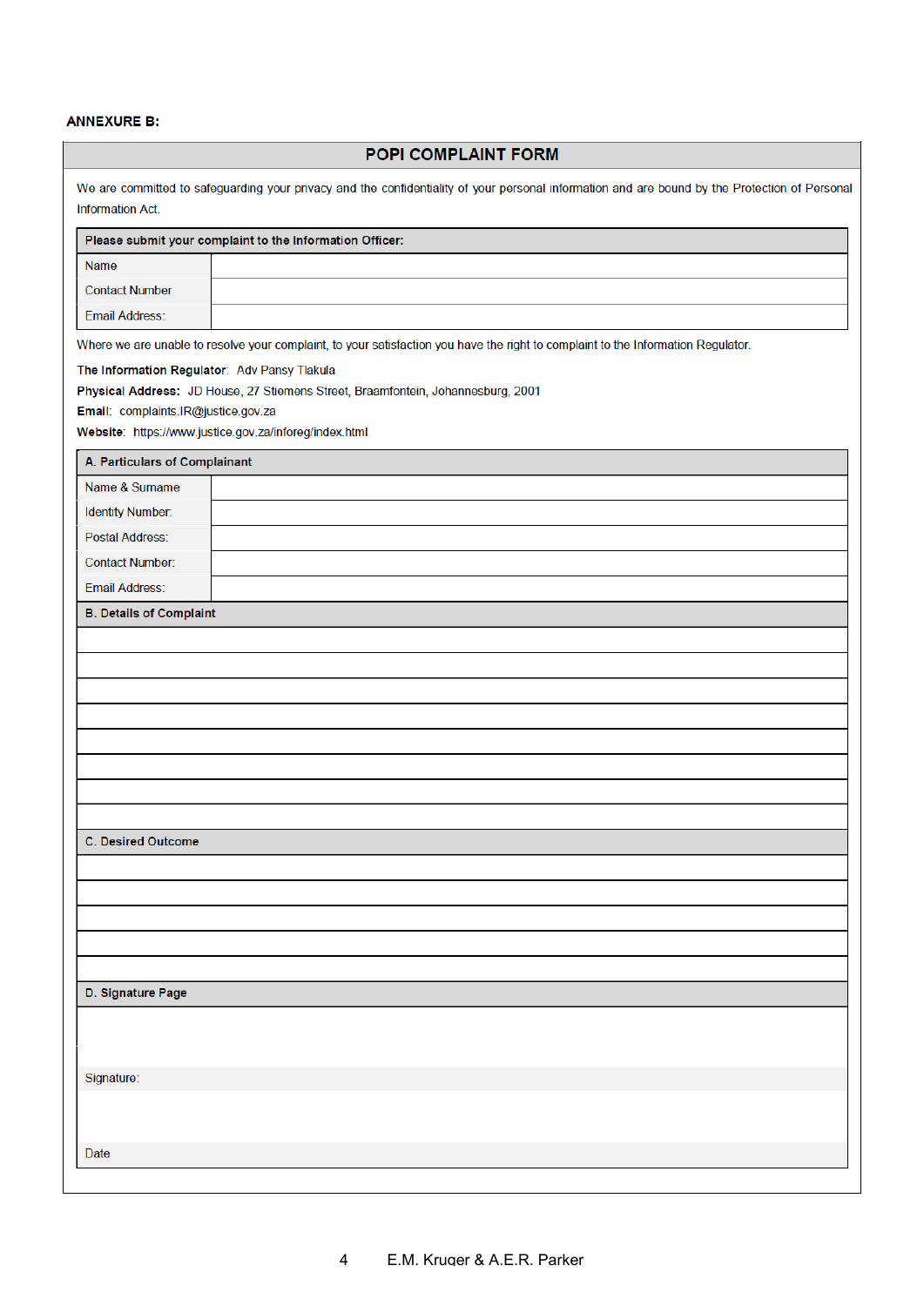**ANNEXURE B:**

## POPI COMPLAINT FORM

We are committed to safeguarding your privacy and the confidentiality of your personal information and are bound by the Protection of Personal Information Act.

| **Please submit your complaint to the Information Officer:** | |
|---|---|
| Name | |
| Contact Number | |
| Email Address: | |

Where we are unable to resolve your complaint, to your satisfaction you have the right to complaint to the Information Regulator.

**The Information Regulator**: Adv Pansy Tlakula
**Physical Address:** JD House, 27 Stiemens Street, Braamfontein, Johannesburg, 2001
**Email**: complaints.IR@justice.gov.za
**Website**: https://www.justice.gov.za/inforeg/index.html

| **A. Particulars of Complainant** | |
|---|---|
| Name & Surname | |
| Identity Number: | |
| Postal Address: | |
| Contact Number: | |
| Email Address: | |

| **B. Details of Complaint** |
|---|
| |
| |
| |
| |
| |
| |
| |
| |

| **C. Desired Outcome** |
|---|
| |
| |
| |
| |
| |

| **D. Signature Page** |
|---|
| |
| Signature: |
| |
| Date |